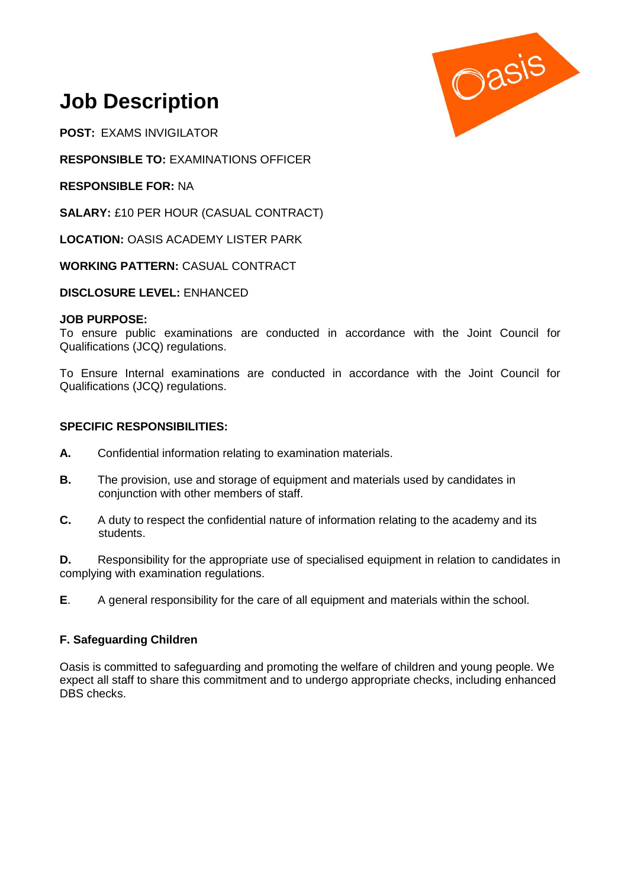# Job Description

**POST:** EXAMS INVIGILATOR

**RESPONSIBLE TO:** EXAMINATIONS OFFICER

**RESPONSIBLE FOR:** NA

**SALARY:** £10 PER HOUR (CASUAL CONTRACT)

**LOCATION:** OASIS ACADEMY LISTER PARK

**WORKING PATTERN:** CASUAL CONTRACT

**DISCLOSURE LEVEL:** ENHANCED

**JOB PURPOSE:**
To ensure public examinations are conducted in accordance with the Joint Council for Qualifications (JCQ) regulations.

To Ensure Internal examinations are conducted in accordance with the Joint Council for Qualifications (JCQ) regulations.

**SPECIFIC RESPONSIBILITIES:**

**A.** Confidential information relating to examination materials.

**B.** The provision, use and storage of equipment and materials used by candidates in conjunction with other members of staff.

**C.** A duty to respect the confidential nature of information relating to the academy and its students.

**D.** Responsibility for the appropriate use of specialised equipment in relation to candidates in complying with examination regulations.

**E**. A general responsibility for the care of all equipment and materials within the school.

**F. Safeguarding Children**

Oasis is committed to safeguarding and promoting the welfare of children and young people. We expect all staff to share this commitment and to undergo appropriate checks, including enhanced DBS checks.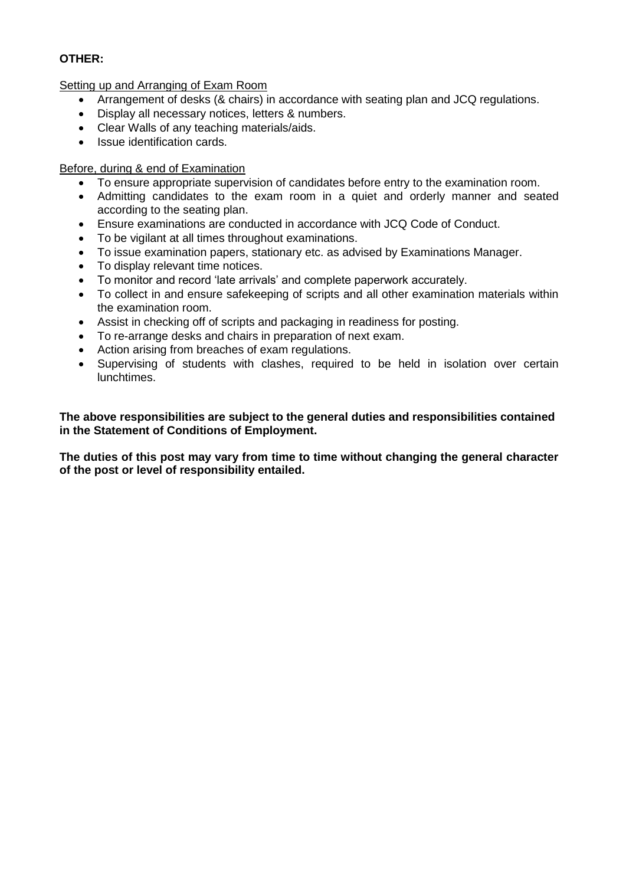**OTHER:**

Setting up and Arranging of Exam Room

- Arrangement of desks (& chairs) in accordance with seating plan and JCQ regulations.
- Display all necessary notices, letters & numbers.
- Clear Walls of any teaching materials/aids.
- Issue identification cards.

Before, during & end of Examination

- To ensure appropriate supervision of candidates before entry to the examination room.
- Admitting candidates to the exam room in a quiet and orderly manner and seated according to the seating plan.
- Ensure examinations are conducted in accordance with JCQ Code of Conduct.
- To be vigilant at all times throughout examinations.
- To issue examination papers, stationary etc. as advised by Examinations Manager.
- To display relevant time notices.
- To monitor and record 'late arrivals' and complete paperwork accurately.
- To collect in and ensure safekeeping of scripts and all other examination materials within the examination room.
- Assist in checking off of scripts and packaging in readiness for posting.
- To re-arrange desks and chairs in preparation of next exam.
- Action arising from breaches of exam regulations.
- Supervising of students with clashes, required to be held in isolation over certain lunchtimes.

**The above responsibilities are subject to the general duties and responsibilities contained in the Statement of Conditions of Employment.**

**The duties of this post may vary from time to time without changing the general character of the post or level of responsibility entailed.**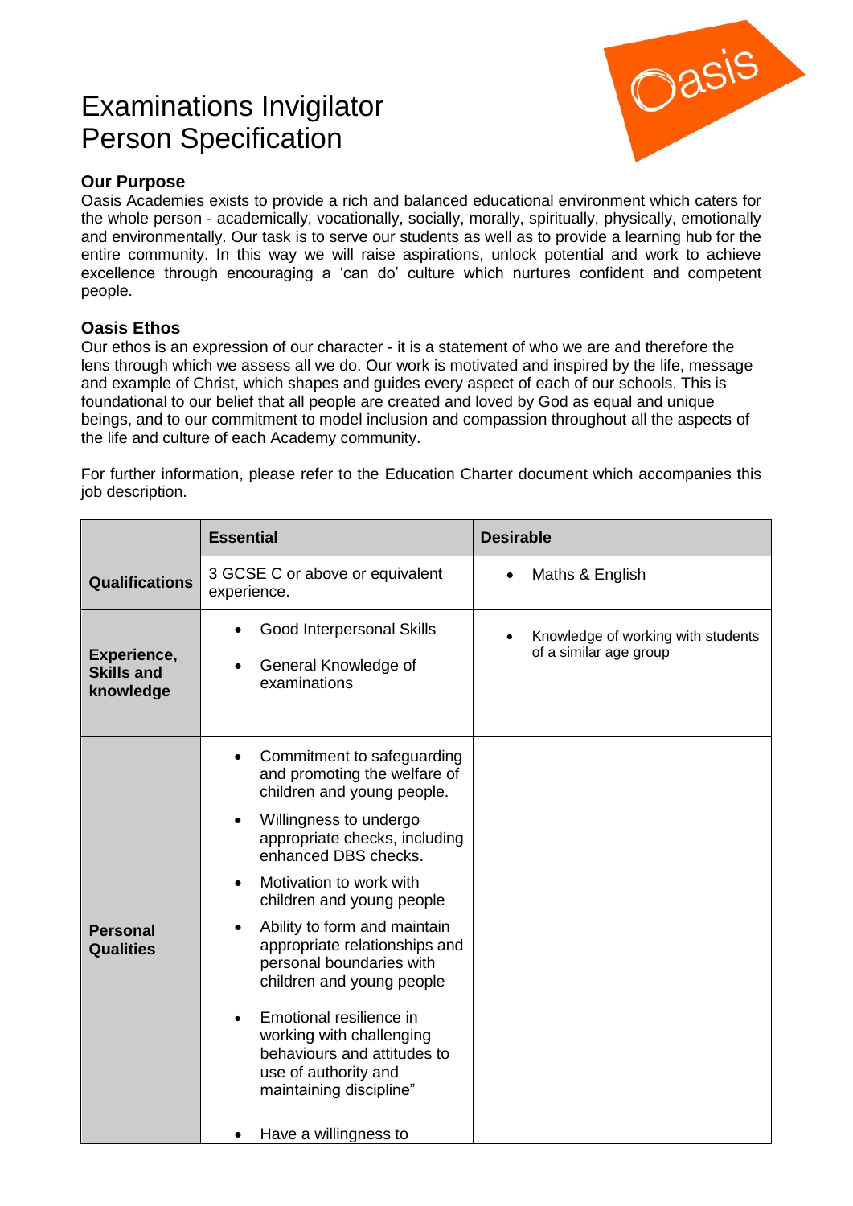# Examinations Invigilator Person Specification

## Our Purpose

Oasis Academies exists to provide a rich and balanced educational environment which caters for the whole person - academically, vocationally, socially, morally, spiritually, physically, emotionally and environmentally. Our task is to serve our students as well as to provide a learning hub for the entire community. In this way we will raise aspirations, unlock potential and work to achieve excellence through encouraging a 'can do' culture which nurtures confident and competent people.

## Oasis Ethos

Our ethos is an expression of our character - it is a statement of who we are and therefore the lens through which we assess all we do. Our work is motivated and inspired by the life, message and example of Christ, which shapes and guides every aspect of each of our schools. This is foundational to our belief that all people are created and loved by God as equal and unique beings, and to our commitment to model inclusion and compassion throughout all the aspects of the life and culture of each Academy community.

For further information, please refer to the Education Charter document which accompanies this job description.

| | Essential | Desirable |
|---|---|---|
| **Qualifications** | 3 GCSE C or above or equivalent experience. | • Maths & English |
| **Experience, Skills and knowledge** | • Good Interpersonal Skills<br>• General Knowledge of examinations | • Knowledge of working with students of a similar age group |
| **Personal Qualities** | • Commitment to safeguarding and promoting the welfare of children and young people.<br>• Willingness to undergo appropriate checks, including enhanced DBS checks.<br>• Motivation to work with children and young people<br>• Ability to form and maintain appropriate relationships and personal boundaries with children and young people<br>• Emotional resilience in working with challenging behaviours and attitudes to use of authority and maintaining discipline"<br>• Have a willingness to | |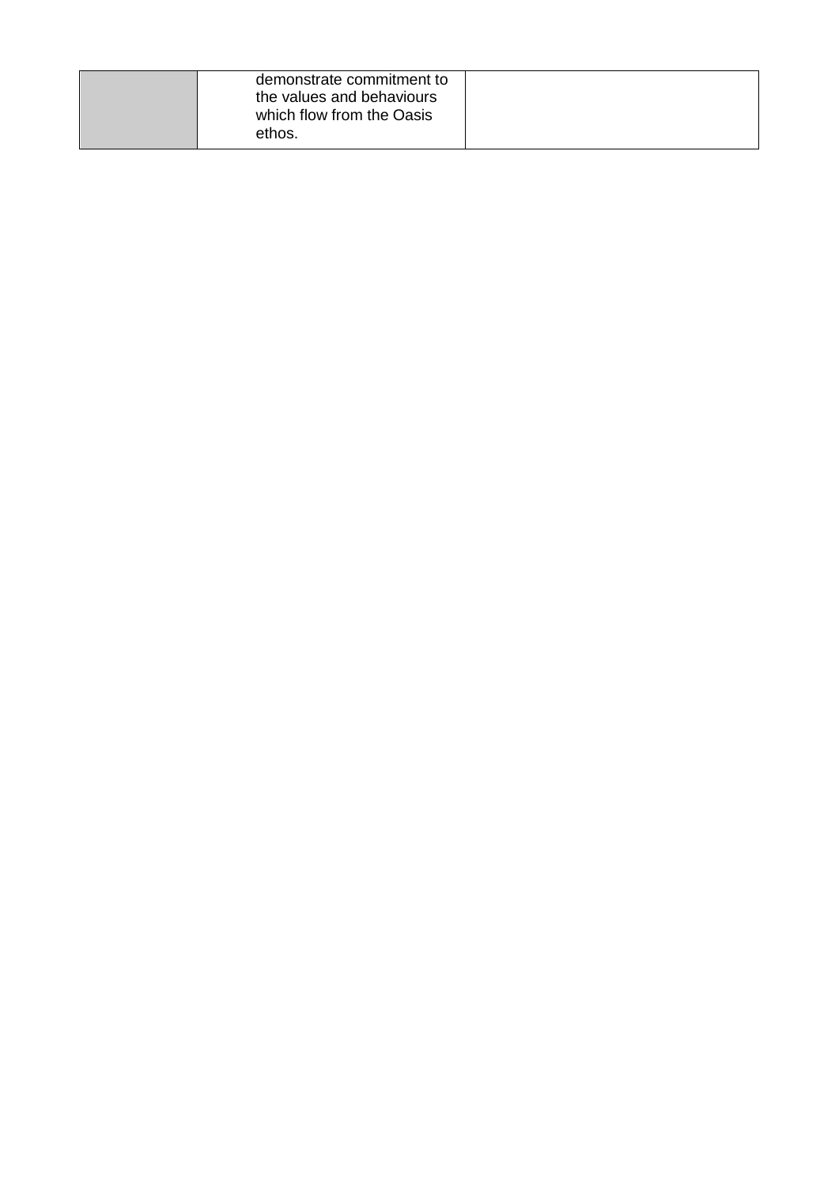| | | |
|---|---|---|
| | demonstrate commitment to the values and behaviours which flow from the Oasis ethos. | |